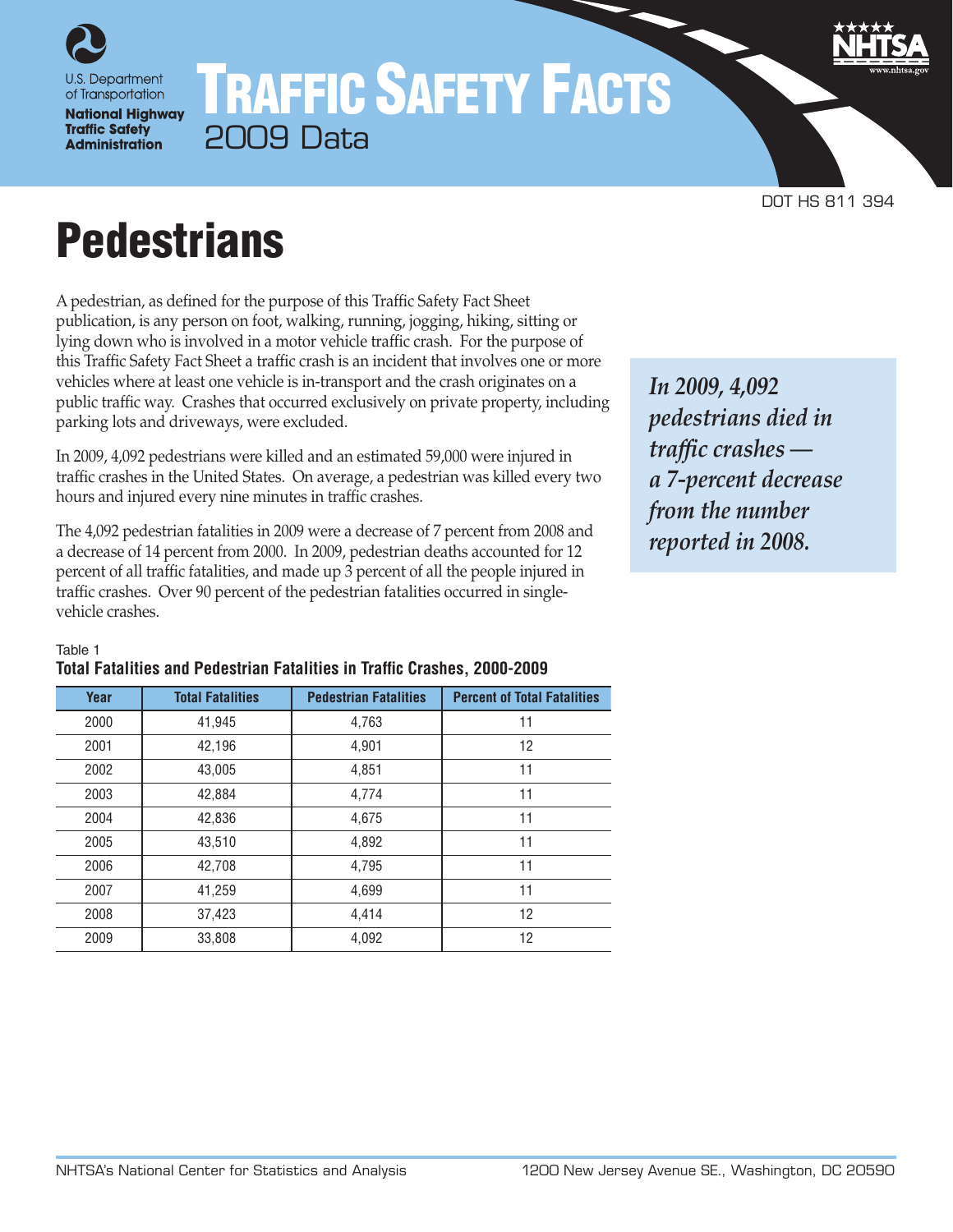U.S. Department of Transportation

National Highway Traffic Safety Administration

# TRAFFIC SAFETY FACTS

2009 Data

DOT HS 811 394

# Pedestrians

A pedestrian, as defined for the purpose of this Traffic Safety Fact Sheet publication, is any person on foot, walking, running, jogging, hiking, sitting or lying down who is involved in a motor vehicle traffic crash. For the purpose of this Traffic Safety Fact Sheet a traffic crash is an incident that involves one or more vehicles where at least one vehicle is in-transport and the crash originates on a public traffic way. Crashes that occurred exclusively on private property, including parking lots and driveways, were excluded.

*In 2009, 4,092 pedestrians died in traffic crashes — a 7-percent decrease from the number reported in 2008.*

In 2009, 4,092 pedestrians were killed and an estimated 59,000 were injured in traffic crashes in the United States. On average, a pedestrian was killed every two hours and injured every nine minutes in traffic crashes.

The 4,092 pedestrian fatalities in 2009 were a decrease of 7 percent from 2008 and a decrease of 14 percent from 2000. In 2009, pedestrian deaths accounted for 12 percent of all traffic fatalities, and made up 3 percent of all the people injured in traffic crashes. Over 90 percent of the pedestrian fatalities occurred in single-vehicle crashes.

Table 1
**Total Fatalities and Pedestrian Fatalities in Traffic Crashes, 2000-2009**

| Year | Total Fatalities | Pedestrian Fatalities | Percent of Total Fatalities |
|---|---|---|---|
| 2000 | 41,945 | 4,763 | 11 |
| 2001 | 42,196 | 4,901 | 12 |
| 2002 | 43,005 | 4,851 | 11 |
| 2003 | 42,884 | 4,774 | 11 |
| 2004 | 42,836 | 4,675 | 11 |
| 2005 | 43,510 | 4,892 | 11 |
| 2006 | 42,708 | 4,795 | 11 |
| 2007 | 41,259 | 4,699 | 11 |
| 2008 | 37,423 | 4,414 | 12 |
| 2009 | 33,808 | 4,092 | 12 |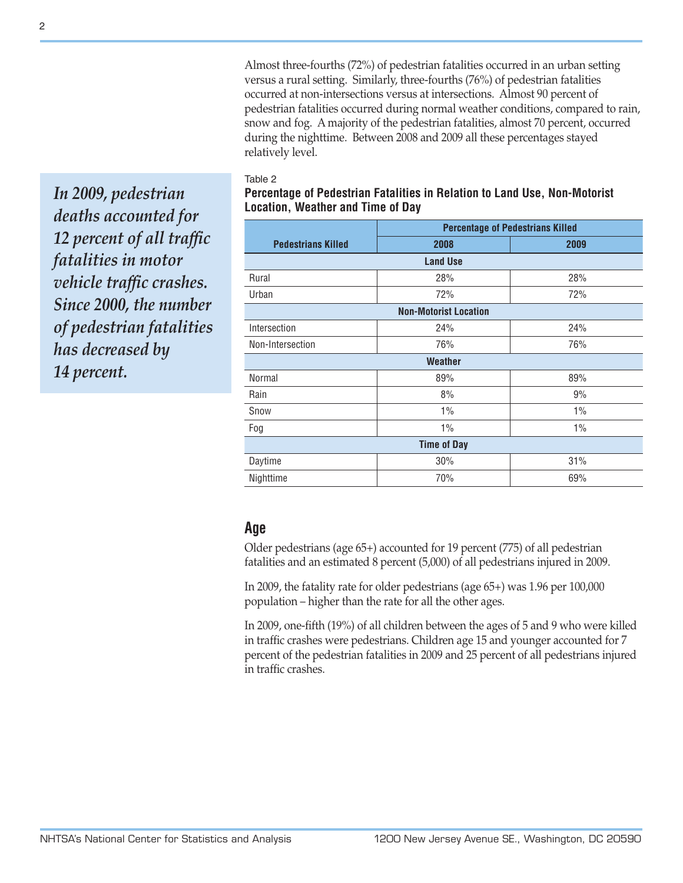Almost three-fourths (72%) of pedestrian fatalities occurred in an urban setting versus a rural setting. Similarly, three-fourths (76%) of pedestrian fatalities occurred at non-intersections versus at intersections. Almost 90 percent of pedestrian fatalities occurred during normal weather conditions, compared to rain, snow and fog. A majority of the pedestrian fatalities, almost 70 percent, occurred during the nighttime. Between 2008 and 2009 all these percentages stayed relatively level.

*In 2009, pedestrian deaths accounted for 12 percent of all traffic fatalities in motor vehicle traffic crashes. Since 2000, the number of pedestrian fatalities has decreased by 14 percent.*

Table 2

**Percentage of Pedestrian Fatalities in Relation to Land Use, Non-Motorist Location, Weather and Time of Day**

| Pedestrians Killed | Percentage of Pedestrians Killed | |
|---|---|---|
| | 2008 | 2009 |
| **Land Use** | | |
| Rural | 28% | 28% |
| Urban | 72% | 72% |
| **Non-Motorist Location** | | |
| Intersection | 24% | 24% |
| Non-Intersection | 76% | 76% |
| **Weather** | | |
| Normal | 89% | 89% |
| Rain | 8% | 9% |
| Snow | 1% | 1% |
| Fog | 1% | 1% |
| **Time of Day** | | |
| Daytime | 30% | 31% |
| Nighttime | 70% | 69% |

## Age

Older pedestrians (age 65+) accounted for 19 percent (775) of all pedestrian fatalities and an estimated 8 percent (5,000) of all pedestrians injured in 2009.

In 2009, the fatality rate for older pedestrians (age 65+) was 1.96 per 100,000 population – higher than the rate for all the other ages.

In 2009, one-fifth (19%) of all children between the ages of 5 and 9 who were killed in traffic crashes were pedestrians. Children age 15 and younger accounted for 7 percent of the pedestrian fatalities in 2009 and 25 percent of all pedestrians injured in traffic crashes.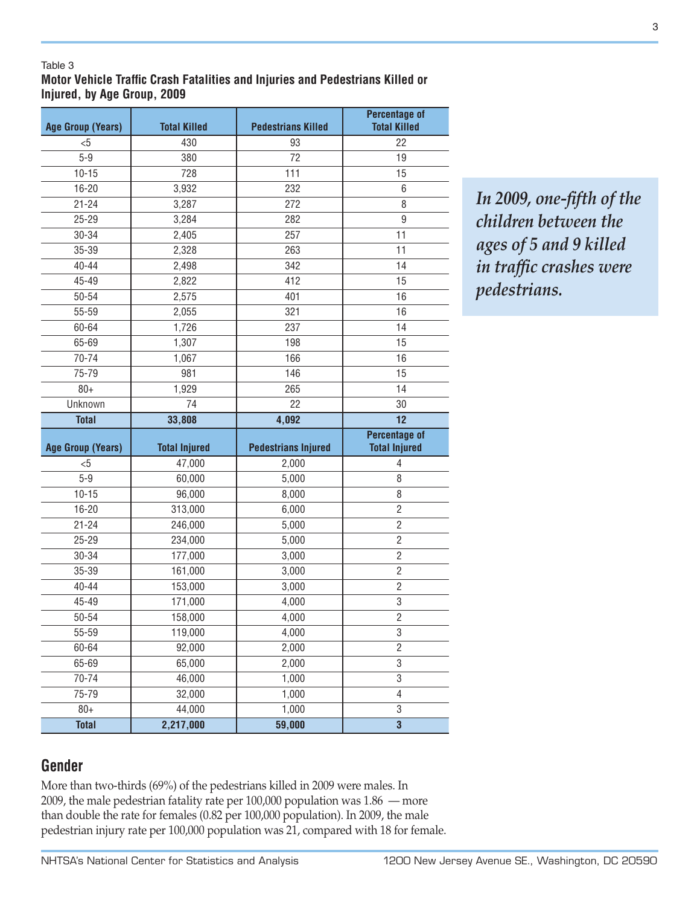Table 3
**Motor Vehicle Traffic Crash Fatalities and Injuries and Pedestrians Killed or Injured, by Age Group, 2009**

| Age Group (Years) | Total Killed | Pedestrians Killed | Percentage of Total Killed |
|---|---|---|---|
| <5 | 430 | 93 | 22 |
| 5-9 | 380 | 72 | 19 |
| 10-15 | 728 | 111 | 15 |
| 16-20 | 3,932 | 232 | 6 |
| 21-24 | 3,287 | 272 | 8 |
| 25-29 | 3,284 | 282 | 9 |
| 30-34 | 2,405 | 257 | 11 |
| 35-39 | 2,328 | 263 | 11 |
| 40-44 | 2,498 | 342 | 14 |
| 45-49 | 2,822 | 412 | 15 |
| 50-54 | 2,575 | 401 | 16 |
| 55-59 | 2,055 | 321 | 16 |
| 60-64 | 1,726 | 237 | 14 |
| 65-69 | 1,307 | 198 | 15 |
| 70-74 | 1,067 | 166 | 16 |
| 75-79 | 981 | 146 | 15 |
| 80+ | 1,929 | 265 | 14 |
| Unknown | 74 | 22 | 30 |
| **Total** | **33,808** | **4,092** | **12** |
| **Age Group (Years)** | **Total Injured** | **Pedestrians Injured** | **Percentage of Total Injured** |
| <5 | 47,000 | 2,000 | 4 |
| 5-9 | 60,000 | 5,000 | 8 |
| 10-15 | 96,000 | 8,000 | 8 |
| 16-20 | 313,000 | 6,000 | 2 |
| 21-24 | 246,000 | 5,000 | 2 |
| 25-29 | 234,000 | 5,000 | 2 |
| 30-34 | 177,000 | 3,000 | 2 |
| 35-39 | 161,000 | 3,000 | 2 |
| 40-44 | 153,000 | 3,000 | 2 |
| 45-49 | 171,000 | 4,000 | 3 |
| 50-54 | 158,000 | 4,000 | 2 |
| 55-59 | 119,000 | 4,000 | 3 |
| 60-64 | 92,000 | 2,000 | 2 |
| 65-69 | 65,000 | 2,000 | 3 |
| 70-74 | 46,000 | 1,000 | 3 |
| 75-79 | 32,000 | 1,000 | 4 |
| 80+ | 44,000 | 1,000 | 3 |
| **Total** | **2,217,000** | **59,000** | **3** |

*In 2009, one-fifth of the children between the ages of 5 and 9 killed in traffic crashes were pedestrians.*

## Gender

More than two-thirds (69%) of the pedestrians killed in 2009 were males. In 2009, the male pedestrian fatality rate per 100,000 population was 1.86 — more than double the rate for females (0.82 per 100,000 population). In 2009, the male pedestrian injury rate per 100,000 population was 21, compared with 18 for female.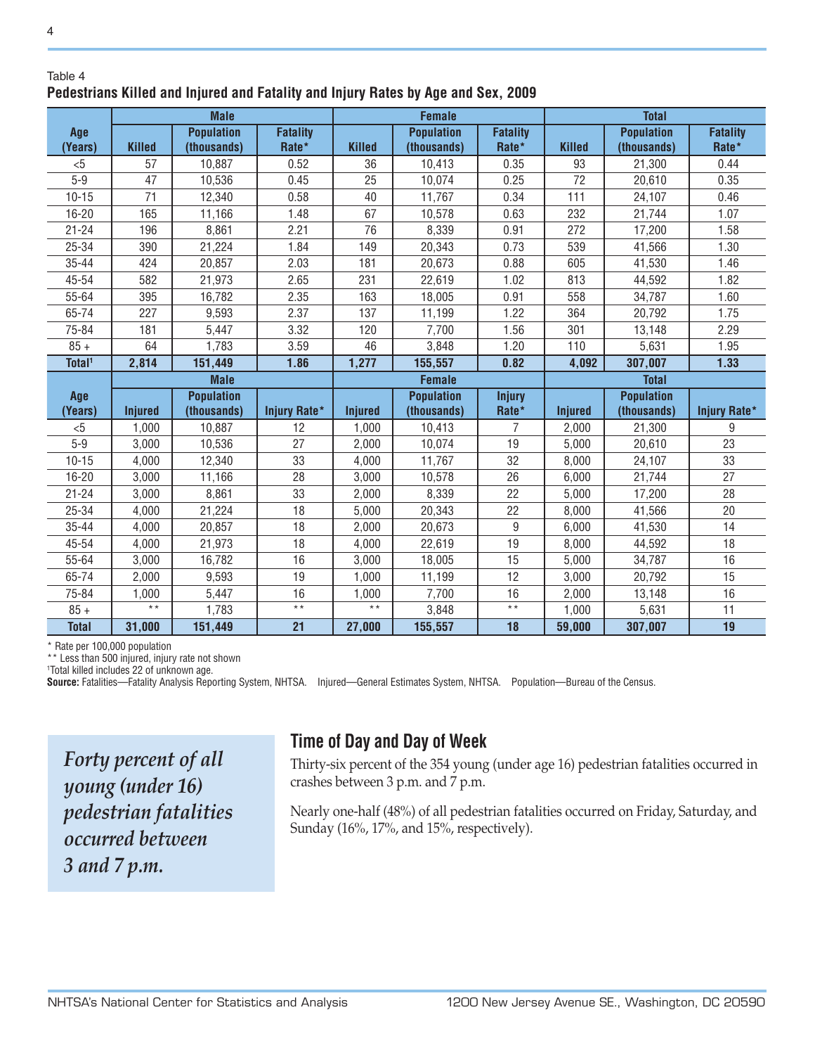Table 4

**Pedestrians Killed and Injured and Fatality and Injury Rates by Age and Sex, 2009**

| Age (Years) | Male | | | Female | | | Total | | |
|---|---|---|---|---|---|---|---|---|---|
| | Killed | Population (thousands) | Fatality Rate* | Killed | Population (thousands) | Fatality Rate* | Killed | Population (thousands) | Fatality Rate* |
| <5 | 57 | 10,887 | 0.52 | 36 | 10,413 | 0.35 | 93 | 21,300 | 0.44 |
| 5-9 | 47 | 10,536 | 0.45 | 25 | 10,074 | 0.25 | 72 | 20,610 | 0.35 |
| 10-15 | 71 | 12,340 | 0.58 | 40 | 11,767 | 0.34 | 111 | 24,107 | 0.46 |
| 16-20 | 165 | 11,166 | 1.48 | 67 | 10,578 | 0.63 | 232 | 21,744 | 1.07 |
| 21-24 | 196 | 8,861 | 2.21 | 76 | 8,339 | 0.91 | 272 | 17,200 | 1.58 |
| 25-34 | 390 | 21,224 | 1.84 | 149 | 20,343 | 0.73 | 539 | 41,566 | 1.30 |
| 35-44 | 424 | 20,857 | 2.03 | 181 | 20,673 | 0.88 | 605 | 41,530 | 1.46 |
| 45-54 | 582 | 21,973 | 2.65 | 231 | 22,619 | 1.02 | 813 | 44,592 | 1.82 |
| 55-64 | 395 | 16,782 | 2.35 | 163 | 18,005 | 0.91 | 558 | 34,787 | 1.60 |
| 65-74 | 227 | 9,593 | 2.37 | 137 | 11,199 | 1.22 | 364 | 20,792 | 1.75 |
| 75-84 | 181 | 5,447 | 3.32 | 120 | 7,700 | 1.56 | 301 | 13,148 | 2.29 |
| 85 + | 64 | 1,783 | 3.59 | 46 | 3,848 | 1.20 | 110 | 5,631 | 1.95 |
| **Total[1]** | **2,814** | **151,449** | **1.86** | **1,277** | **155,557** | **0.82** | **4,092** | **307,007** | **1.33** |
| | **Male** | | | **Female** | | | **Total** | | |
| **Age (Years)** | **Injured** | **Population (thousands)** | **Injury Rate*** | **Injured** | **Population (thousands)** | **Injury Rate*** | **Injured** | **Population (thousands)** | **Injury Rate*** |
| <5 | 1,000 | 10,887 | 12 | 1,000 | 10,413 | 7 | 2,000 | 21,300 | 9 |
| 5-9 | 3,000 | 10,536 | 27 | 2,000 | 10,074 | 19 | 5,000 | 20,610 | 23 |
| 10-15 | 4,000 | 12,340 | 33 | 4,000 | 11,767 | 32 | 8,000 | 24,107 | 33 |
| 16-20 | 3,000 | 11,166 | 28 | 3,000 | 10,578 | 26 | 6,000 | 21,744 | 27 |
| 21-24 | 3,000 | 8,861 | 33 | 2,000 | 8,339 | 22 | 5,000 | 17,200 | 28 |
| 25-34 | 4,000 | 21,224 | 18 | 5,000 | 20,343 | 22 | 8,000 | 41,566 | 20 |
| 35-44 | 4,000 | 20,857 | 18 | 2,000 | 20,673 | 9 | 6,000 | 41,530 | 14 |
| 45-54 | 4,000 | 21,973 | 18 | 4,000 | 22,619 | 19 | 8,000 | 44,592 | 18 |
| 55-64 | 3,000 | 16,782 | 16 | 3,000 | 18,005 | 15 | 5,000 | 34,787 | 16 |
| 65-74 | 2,000 | 9,593 | 19 | 1,000 | 11,199 | 12 | 3,000 | 20,792 | 15 |
| 75-84 | 1,000 | 5,447 | 16 | 1,000 | 7,700 | 16 | 2,000 | 13,148 | 16 |
| 85 + | ** | 1,783 | ** | ** | 3,848 | ** | 1,000 | 5,631 | 11 |
| **Total** | **31,000** | **151,449** | **21** | **27,000** | **155,557** | **18** | **59,000** | **307,007** | **19** |

* Rate per 100,000 population
** Less than 500 injured, injury rate not shown
[1]Total killed includes 22 of unknown age.
**Source:** Fatalities—Fatality Analysis Reporting System, NHTSA. Injured—General Estimates System, NHTSA. Population—Bureau of the Census.

*Forty percent of all young (under 16) pedestrian fatalities occurred between 3 and 7 p.m.*

## Time of Day and Day of Week

Thirty-six percent of the 354 young (under age 16) pedestrian fatalities occurred in crashes between 3 p.m. and 7 p.m.

Nearly one-half (48%) of all pedestrian fatalities occurred on Friday, Saturday, and Sunday (16%, 17%, and 15%, respectively).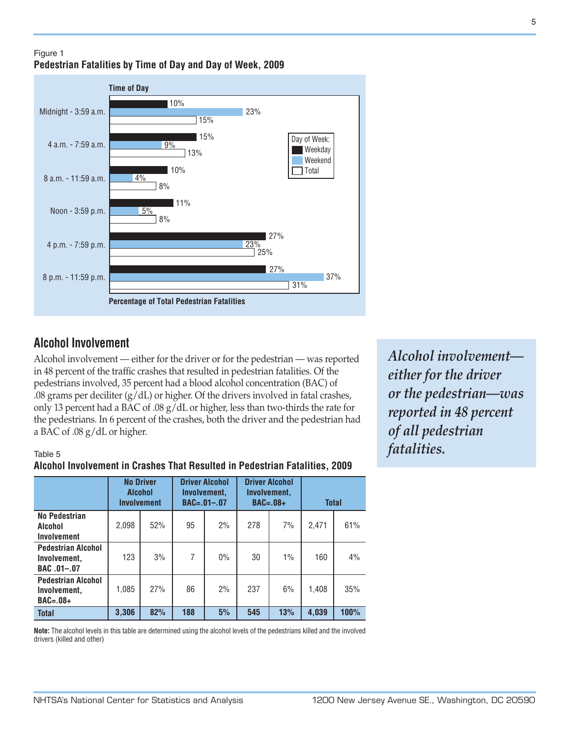Figure 1
**Pedestrian Fatalities by Time of Day and Day of Week, 2009**

**Time of Day**

| Time of Day | Weekday | Weekend | Total |
|---|---|---|---|
| Midnight - 3:59 a.m. | 10% | 23% | 15% |
| 4 a.m. - 7:59 a.m. | 15% | 9% | 13% |
| 8 a.m. - 11:59 a.m. | 10% | 4% | 8% |
| Noon - 3:59 p.m. | 11% | 5% | 8% |
| 4 p.m. - 7:59 p.m. | 27% | 23% | 25% |
| 8 p.m. - 11:59 p.m. | 27% | 37% | 31% |

**Percentage of Total Pedestrian Fatalities**

## Alcohol Involvement

Alcohol involvement — either for the driver or for the pedestrian — was reported in 48 percent of the traffic crashes that resulted in pedestrian fatalities. Of the pedestrians involved, 35 percent had a blood alcohol concentration (BAC) of .08 grams per deciliter (g/dL) or higher. Of the drivers involved in fatal crashes, only 13 percent had a BAC of .08 g/dL or higher, less than two-thirds the rate for the pedestrians. In 6 percent of the crashes, both the driver and the pedestrian had a BAC of .08 g/dL or higher.

*Alcohol involvement—either for the driver or the pedestrian—was reported in 48 percent of all pedestrian fatalities.*

Table 5
**Alcohol Involvement in Crashes That Resulted in Pedestrian Fatalities, 2009**

| | No Driver Alcohol Involvement | | Driver Alcohol Involvement, BAC=.01–.07 | | Driver Alcohol Involvement, BAC=.08+ | | Total | |
|---|---|---|---|---|---|---|---|---|
| **No Pedestrian Alcohol Involvement** | 2,098 | 52% | 95 | 2% | 278 | 7% | 2,471 | 61% |
| **Pedestrian Alcohol Involvement, BAC .01–.07** | 123 | 3% | 7 | 0% | 30 | 1% | 160 | 4% |
| **Pedestrian Alcohol Involvement, BAC=.08+** | 1,085 | 27% | 86 | 2% | 237 | 6% | 1,408 | 35% |
| **Total** | **3,306** | **82%** | **188** | **5%** | **545** | **13%** | **4,039** | **100%** |

**Note:** The alcohol levels in this table are determined using the alcohol levels of the pedestrians killed and the involved drivers (killed and other)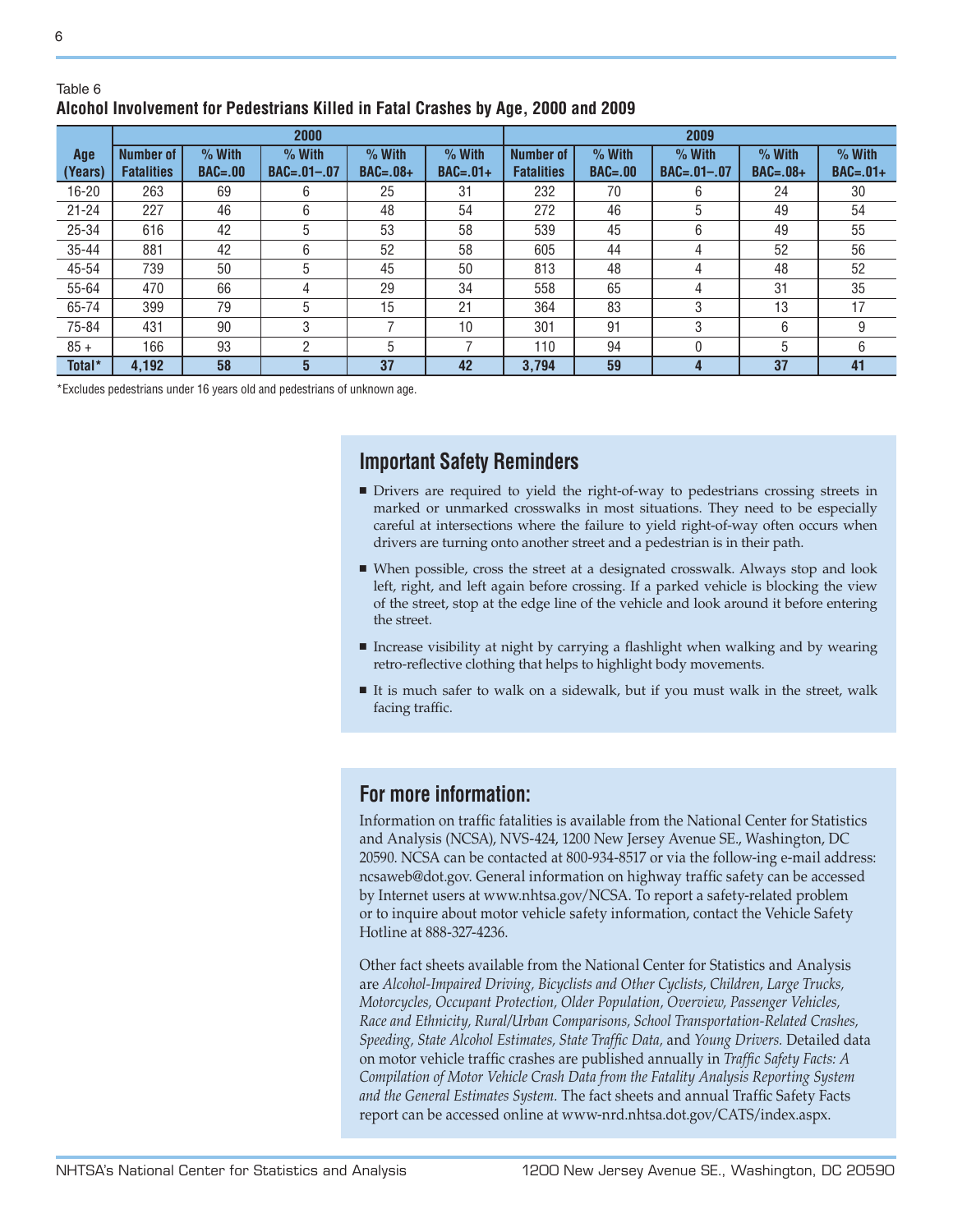Table 6

**Alcohol Involvement for Pedestrians Killed in Fatal Crashes by Age, 2000 and 2009**

| Age (Years) | 2000 | | | | | 2009 | | | | |
|---|---|---|---|---|---|---|---|---|---|---|
| | Number of Fatalities | % With BAC=.00 | % With BAC=.01–.07 | % With BAC=.08+ | % With BAC=.01+ | Number of Fatalities | % With BAC=.00 | % With BAC=.01–.07 | % With BAC=.08+ | % With BAC=.01+ |
| 16-20 | 263 | 69 | 6 | 25 | 31 | 232 | 70 | 6 | 24 | 30 |
| 21-24 | 227 | 46 | 6 | 48 | 54 | 272 | 46 | 5 | 49 | 54 |
| 25-34 | 616 | 42 | 5 | 53 | 58 | 539 | 45 | 6 | 49 | 55 |
| 35-44 | 881 | 42 | 6 | 52 | 58 | 605 | 44 | 4 | 52 | 56 |
| 45-54 | 739 | 50 | 5 | 45 | 50 | 813 | 48 | 4 | 48 | 52 |
| 55-64 | 470 | 66 | 4 | 29 | 34 | 558 | 65 | 4 | 31 | 35 |
| 65-74 | 399 | 79 | 5 | 15 | 21 | 364 | 83 | 3 | 13 | 17 |
| 75-84 | 431 | 90 | 3 | 7 | 10 | 301 | 91 | 3 | 6 | 9 |
| 85 + | 166 | 93 | 2 | 5 | 7 | 110 | 94 | 0 | 5 | 6 |
| **Total*** | **4,192** | **58** | **5** | **37** | **42** | **3,794** | **59** | **4** | **37** | **41** |

*Excludes pedestrians under 16 years old and pedestrians of unknown age.

## Important Safety Reminders

- Drivers are required to yield the right-of-way to pedestrians crossing streets in marked or unmarked crosswalks in most situations. They need to be especially careful at intersections where the failure to yield right-of-way often occurs when drivers are turning onto another street and a pedestrian is in their path.
- When possible, cross the street at a designated crosswalk. Always stop and look left, right, and left again before crossing. If a parked vehicle is blocking the view of the street, stop at the edge line of the vehicle and look around it before entering the street.
- Increase visibility at night by carrying a flashlight when walking and by wearing retro-reflective clothing that helps to highlight body movements.
- It is much safer to walk on a sidewalk, but if you must walk in the street, walk facing traffic.

## For more information:

Information on traffic fatalities is available from the National Center for Statistics and Analysis (NCSA), NVS-424, 1200 New Jersey Avenue SE., Washington, DC 20590. NCSA can be contacted at 800-934-8517 or via the follow-ing e-mail address: ncsaweb@dot.gov. General information on highway traffic safety can be accessed by Internet users at www.nhtsa.gov/NCSA. To report a safety-related problem or to inquire about motor vehicle safety information, contact the Vehicle Safety Hotline at 888-327-4236.

Other fact sheets available from the National Center for Statistics and Analysis are *Alcohol-Impaired Driving, Bicyclists and Other Cyclists, Children, Large Trucks, Motorcycles, Occupant Protection, Older Population, Overview, Passenger Vehicles, Race and Ethnicity, Rural/Urban Comparisons, School Transportation-Related Crashes, Speeding, State Alcohol Estimates, State Traffic Data,* and *Young Drivers.* Detailed data on motor vehicle traffic crashes are published annually in *Traffic Safety Facts: A Compilation of Motor Vehicle Crash Data from the Fatality Analysis Reporting System and the General Estimates System.* The fact sheets and annual Traffic Safety Facts report can be accessed online at www-nrd.nhtsa.dot.gov/CATS/index.aspx.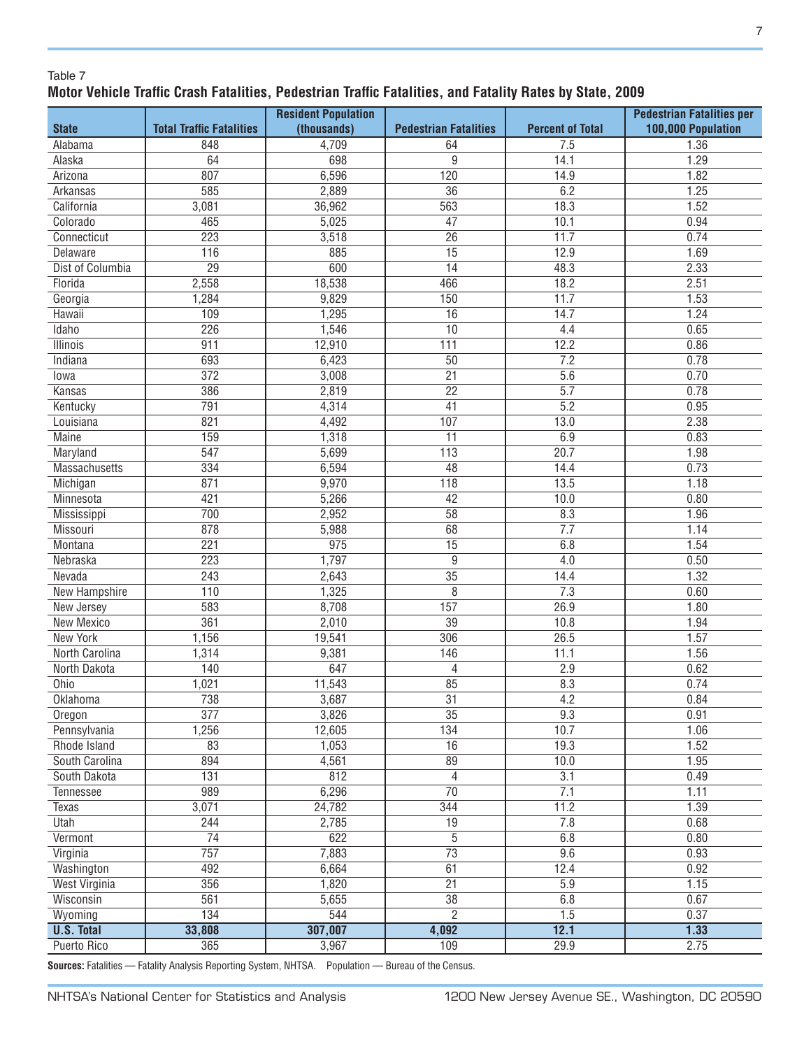Table 7

**Motor Vehicle Traffic Crash Fatalities, Pedestrian Traffic Fatalities, and Fatality Rates by State, 2009**

| State | Total Traffic Fatalities | Resident Population (thousands) | Pedestrian Fatalities | Percent of Total | Pedestrian Fatalities per 100,000 Population |
|---|---|---|---|---|---|
| Alabama | 848 | 4,709 | 64 | 7.5 | 1.36 |
| Alaska | 64 | 698 | 9 | 14.1 | 1.29 |
| Arizona | 807 | 6,596 | 120 | 14.9 | 1.82 |
| Arkansas | 585 | 2,889 | 36 | 6.2 | 1.25 |
| California | 3,081 | 36,962 | 563 | 18.3 | 1.52 |
| Colorado | 465 | 5,025 | 47 | 10.1 | 0.94 |
| Connecticut | 223 | 3,518 | 26 | 11.7 | 0.74 |
| Delaware | 116 | 885 | 15 | 12.9 | 1.69 |
| Dist of Columbia | 29 | 600 | 14 | 48.3 | 2.33 |
| Florida | 2,558 | 18,538 | 466 | 18.2 | 2.51 |
| Georgia | 1,284 | 9,829 | 150 | 11.7 | 1.53 |
| Hawaii | 109 | 1,295 | 16 | 14.7 | 1.24 |
| Idaho | 226 | 1,546 | 10 | 4.4 | 0.65 |
| Illinois | 911 | 12,910 | 111 | 12.2 | 0.86 |
| Indiana | 693 | 6,423 | 50 | 7.2 | 0.78 |
| Iowa | 372 | 3,008 | 21 | 5.6 | 0.70 |
| Kansas | 386 | 2,819 | 22 | 5.7 | 0.78 |
| Kentucky | 791 | 4,314 | 41 | 5.2 | 0.95 |
| Louisiana | 821 | 4,492 | 107 | 13.0 | 2.38 |
| Maine | 159 | 1,318 | 11 | 6.9 | 0.83 |
| Maryland | 547 | 5,699 | 113 | 20.7 | 1.98 |
| Massachusetts | 334 | 6,594 | 48 | 14.4 | 0.73 |
| Michigan | 871 | 9,970 | 118 | 13.5 | 1.18 |
| Minnesota | 421 | 5,266 | 42 | 10.0 | 0.80 |
| Mississippi | 700 | 2,952 | 58 | 8.3 | 1.96 |
| Missouri | 878 | 5,988 | 68 | 7.7 | 1.14 |
| Montana | 221 | 975 | 15 | 6.8 | 1.54 |
| Nebraska | 223 | 1,797 | 9 | 4.0 | 0.50 |
| Nevada | 243 | 2,643 | 35 | 14.4 | 1.32 |
| New Hampshire | 110 | 1,325 | 8 | 7.3 | 0.60 |
| New Jersey | 583 | 8,708 | 157 | 26.9 | 1.80 |
| New Mexico | 361 | 2,010 | 39 | 10.8 | 1.94 |
| New York | 1,156 | 19,541 | 306 | 26.5 | 1.57 |
| North Carolina | 1,314 | 9,381 | 146 | 11.1 | 1.56 |
| North Dakota | 140 | 647 | 4 | 2.9 | 0.62 |
| Ohio | 1,021 | 11,543 | 85 | 8.3 | 0.74 |
| Oklahoma | 738 | 3,687 | 31 | 4.2 | 0.84 |
| Oregon | 377 | 3,826 | 35 | 9.3 | 0.91 |
| Pennsylvania | 1,256 | 12,605 | 134 | 10.7 | 1.06 |
| Rhode Island | 83 | 1,053 | 16 | 19.3 | 1.52 |
| South Carolina | 894 | 4,561 | 89 | 10.0 | 1.95 |
| South Dakota | 131 | 812 | 4 | 3.1 | 0.49 |
| Tennessee | 989 | 6,296 | 70 | 7.1 | 1.11 |
| Texas | 3,071 | 24,782 | 344 | 11.2 | 1.39 |
| Utah | 244 | 2,785 | 19 | 7.8 | 0.68 |
| Vermont | 74 | 622 | 5 | 6.8 | 0.80 |
| Virginia | 757 | 7,883 | 73 | 9.6 | 0.93 |
| Washington | 492 | 6,664 | 61 | 12.4 | 0.92 |
| West Virginia | 356 | 1,820 | 21 | 5.9 | 1.15 |
| Wisconsin | 561 | 5,655 | 38 | 6.8 | 0.67 |
| Wyoming | 134 | 544 | 2 | 1.5 | 0.37 |
| **U.S. Total** | **33,808** | **307,007** | **4,092** | **12.1** | **1.33** |
| Puerto Rico | 365 | 3,967 | 109 | 29.9 | 2.75 |

**Sources:** Fatalities — Fatality Analysis Reporting System, NHTSA. Population — Bureau of the Census.

NHTSA's National Center for Statistics and Analysis 1200 New Jersey Avenue SE., Washington, DC 20590